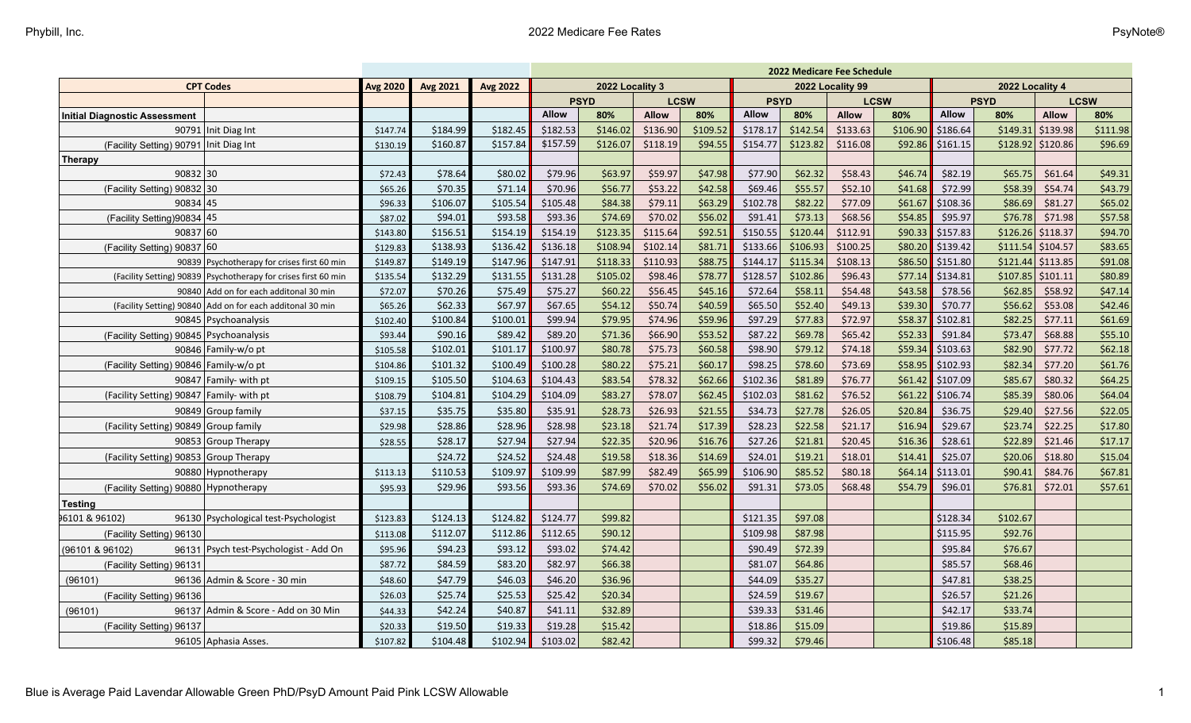| CPT Codes | | Avg 2020 | Avg 2021 | Avg 2022 | 2022 Medicare Fee Schedule | | | | | | | | | | | |
|---|---|---|---|---|---|---|---|---|---|---|---|---|---|---|---|---|
| | | | | | 2022 Locality 3 | | | | 2022 Locality 99 | | | | 2022 Locality 4 | | | |
| | | | | | PSYD | | LCSW | | PSYD | | LCSW | | PSYD | | LCSW | |
| **Initial Diagnostic Assessment** | | | | | Allow | 80% | Allow | 80% | Allow | 80% | Allow | 80% | Allow | 80% | Allow | 80% |
| 90791 | Init Diag Int | $147.74 | $184.99 | $182.45 | $182.53 | $146.02 | $136.90 | $109.52 | $178.17 | $142.54 | $133.63 | $106.90 | $186.64 | $149.31 | $139.98 | $111.98 |
| (Facility Setting) 90791 | Init Diag Int | $130.19 | $160.87 | $157.84 | $157.59 | $126.07 | $118.19 | $94.55 | $154.77 | $123.82 | $116.08 | $92.86 | $161.15 | $128.92 | $120.86 | $96.69 |
| **Therapy** | | | | | | | | | | | | | | | | |
| 90832 | 30 | $72.43 | $78.64 | $80.02 | $79.96 | $63.97 | $59.97 | $47.98 | $77.90 | $62.32 | $58.43 | $46.74 | $82.19 | $65.75 | $61.64 | $49.31 |
| (Facility Setting) 90832 | 30 | $65.26 | $70.35 | $71.14 | $70.96 | $56.77 | $53.22 | $42.58 | $69.46 | $55.57 | $52.10 | $41.68 | $72.99 | $58.39 | $54.74 | $43.79 |
| 90834 | 45 | $96.33 | $106.07 | $105.54 | $105.48 | $84.38 | $79.11 | $63.29 | $102.78 | $82.22 | $77.09 | $61.67 | $108.36 | $86.69 | $81.27 | $65.02 |
| (Facility Setting)90834 | 45 | $87.02 | $94.01 | $93.58 | $93.36 | $74.69 | $70.02 | $56.02 | $91.41 | $73.13 | $68.56 | $54.85 | $95.97 | $76.78 | $71.98 | $57.58 |
| 90837 | 60 | $143.80 | $156.51 | $154.19 | $154.19 | $123.35 | $115.64 | $92.51 | $150.55 | $120.44 | $112.91 | $90.33 | $157.83 | $126.26 | $118.37 | $94.70 |
| (Facility Setting) 90837 | 60 | $129.83 | $138.93 | $136.42 | $136.18 | $108.94 | $102.14 | $81.71 | $133.66 | $106.93 | $100.25 | $80.20 | $139.42 | $111.54 | $104.57 | $83.65 |
| 90839 | Psychotherapy for crises first 60 min | $149.87 | $149.19 | $147.96 | $147.91 | $118.33 | $110.93 | $88.75 | $144.17 | $115.34 | $108.13 | $86.50 | $151.80 | $121.44 | $113.85 | $91.08 |
| (Facility Setting) 90839 | Psychotherapy for crises first 60 min | $135.54 | $132.29 | $131.55 | $131.28 | $105.02 | $98.46 | $78.77 | $128.57 | $102.86 | $96.43 | $77.14 | $134.81 | $107.85 | $101.11 | $80.89 |
| 90840 | Add on for each additonal 30 min | $72.07 | $70.26 | $75.49 | $75.27 | $60.22 | $56.45 | $45.16 | $72.64 | $58.11 | $54.48 | $43.58 | $78.56 | $62.85 | $58.92 | $47.14 |
| (Facility Setting) 90840 | Add on for each additonal 30 min | $65.26 | $62.33 | $67.97 | $67.65 | $54.12 | $50.74 | $40.59 | $65.50 | $52.40 | $49.13 | $39.30 | $70.77 | $56.62 | $53.08 | $42.46 |
| 90845 | Psychoanalysis | $102.40 | $100.84 | $100.01 | $99.94 | $79.95 | $74.96 | $59.96 | $97.29 | $77.83 | $72.97 | $58.37 | $102.81 | $82.25 | $77.11 | $61.69 |
| (Facility Setting) 90845 | Psychoanalysis | $93.44 | $90.16 | $89.42 | $89.20 | $71.36 | $66.90 | $53.52 | $87.22 | $69.78 | $65.42 | $52.33 | $91.84 | $73.47 | $68.88 | $55.10 |
| 90846 | Family-w/o pt | $105.58 | $102.01 | $101.17 | $100.97 | $80.78 | $75.73 | $60.58 | $98.90 | $79.12 | $74.18 | $59.34 | $103.63 | $82.90 | $77.72 | $62.18 |
| (Facility Setting) 90846 | Family-w/o pt | $104.86 | $101.32 | $100.49 | $100.28 | $80.22 | $75.21 | $60.17 | $98.25 | $78.60 | $73.69 | $58.95 | $102.93 | $82.34 | $77.20 | $61.76 |
| 90847 | Family- with pt | $109.15 | $105.50 | $104.63 | $104.43 | $83.54 | $78.32 | $62.66 | $102.36 | $81.89 | $76.77 | $61.42 | $107.09 | $85.67 | $80.32 | $64.25 |
| (Facility Setting) 90847 | Family- with pt | $108.79 | $104.81 | $104.29 | $104.09 | $83.27 | $78.07 | $62.45 | $102.03 | $81.62 | $76.52 | $61.22 | $106.74 | $85.39 | $80.06 | $64.04 |
| 90849 | Group family | $37.15 | $35.75 | $35.80 | $35.91 | $28.73 | $26.93 | $21.55 | $34.73 | $27.78 | $26.05 | $20.84 | $36.75 | $29.40 | $27.56 | $22.05 |
| (Facility Setting) 90849 | Group family | $29.98 | $28.86 | $28.96 | $28.98 | $23.18 | $21.74 | $17.39 | $28.23 | $22.58 | $21.17 | $16.94 | $29.67 | $23.74 | $22.25 | $17.80 |
| 90853 | Group Therapy | $28.55 | $28.17 | $27.94 | $27.94 | $22.35 | $20.96 | $16.76 | $27.26 | $21.81 | $20.45 | $16.36 | $28.61 | $22.89 | $21.46 | $17.17 |
| (Facility Setting) 90853 | Group Therapy | | $24.72 | $24.52 | $24.48 | $19.58 | $18.36 | $14.69 | $24.01 | $19.21 | $18.01 | $14.41 | $25.07 | $20.06 | $18.80 | $15.04 |
| 90880 | Hypnotherapy | $113.13 | $110.53 | $109.97 | $109.99 | $87.99 | $82.49 | $65.99 | $106.90 | $85.52 | $80.18 | $64.14 | $113.01 | $90.41 | $84.76 | $67.81 |
| (Facility Setting) 90880 | Hypnotherapy | $95.93 | $29.96 | $93.56 | $93.36 | $74.69 | $70.02 | $56.02 | $91.31 | $73.05 | $68.48 | $54.79 | $96.01 | $76.81 | $72.01 | $57.61 |
| **Testing** | | | | | | | | | | | | | | | | |
| 96101 & 96102) 96130 | Psychological test-Psychologist | $123.83 | $124.13 | $124.82 | $124.77 | $99.82 | | | $121.35 | $97.08 | | | $128.34 | $102.67 | | |
| (Facility Setting) 96130 | | $113.08 | $112.07 | $112.86 | $112.65 | $90.12 | | | $109.98 | $87.98 | | | $115.95 | $92.76 | | |
| (96101 & 96102) 96131 | Psych test-Psychologist - Add On | $95.96 | $94.23 | $93.12 | $93.02 | $74.42 | | | $90.49 | $72.39 | | | $95.84 | $76.67 | | |
| (Facility Setting) 96131 | | $87.72 | $84.59 | $83.20 | $82.97 | $66.38 | | | $81.07 | $64.86 | | | $85.57 | $68.46 | | |
| (96101) 96136 | Admin & Score - 30 min | $48.60 | $47.79 | $46.03 | $46.20 | $36.96 | | | $44.09 | $35.27 | | | $47.81 | $38.25 | | |
| (Facility Setting) 96136 | | $26.03 | $25.74 | $25.53 | $25.42 | $20.34 | | | $24.59 | $19.67 | | | $26.57 | $21.26 | | |
| (96101) 96137 | Admin & Score - Add on 30 Min | $44.33 | $42.24 | $40.87 | $41.11 | $32.89 | | | $39.33 | $31.46 | | | $42.17 | $33.74 | | |
| (Facility Setting) 96137 | | $20.33 | $19.50 | $19.33 | $19.28 | $15.42 | | | $18.86 | $15.09 | | | $19.86 | $15.89 | | |
| 96105 | Aphasia Asses. | $107.82 | $104.48 | $102.94 | $103.02 | $82.42 | | | $99.32 | $79.46 | | | $106.48 | $85.18 | | |

Blue is Average Paid Lavendar Allowable Green PhD/PsyD Amount Paid Pink LCSW Allowable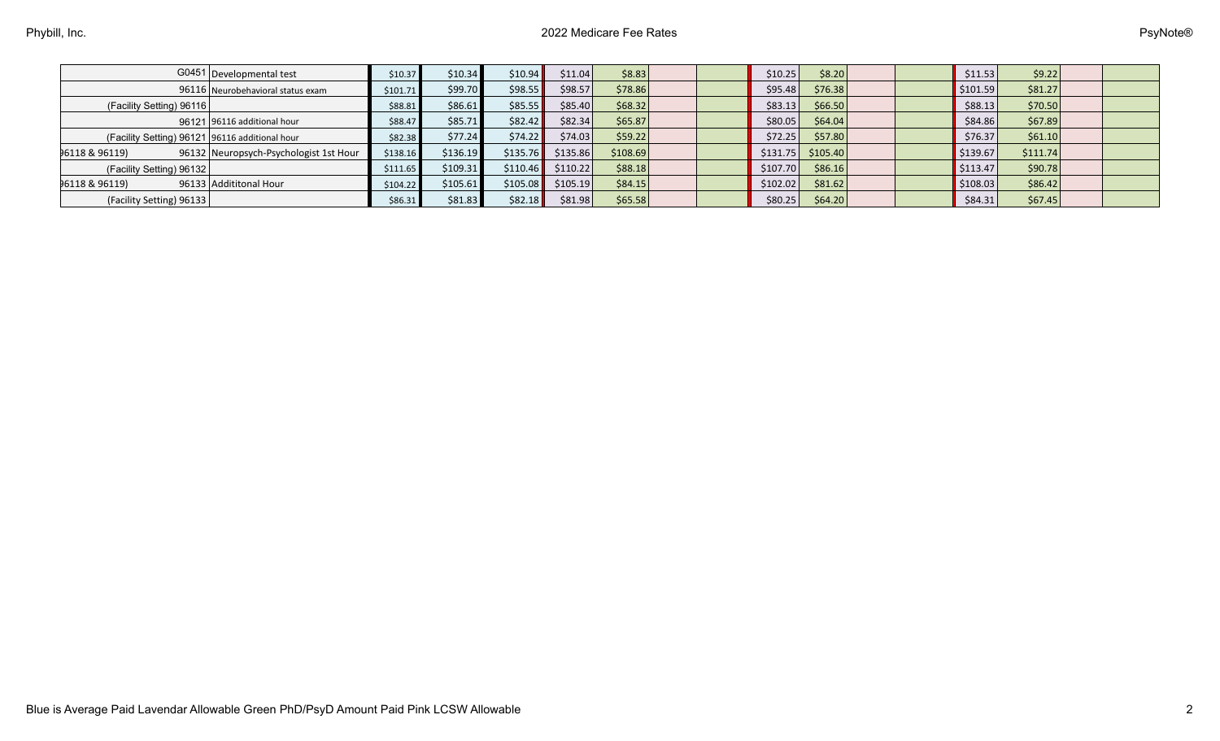| | | | | | | | | | | | | | | | | | | |
|---|---|---|---|---|---|---|---|---|---|---|---|---|---|---|---|---|---|---|
| | G0451 | Developmental test | $10.37 | $10.34 | $10.94 | $11.04 | $8.83 | | | $10.25 | $8.20 | | | $11.53 | $9.22 | | |
| | 96116 | Neurobehavioral status exam | $101.71 | $99.70 | $98.55 | $98.57 | $78.86 | | | $95.48 | $76.38 | | | $101.59 | $81.27 | | |
| (Facility Setting) | 96116 | | $88.81 | $86.61 | $85.55 | $85.40 | $68.32 | | | $83.13 | $66.50 | | | $88.13 | $70.50 | | |
| | 96121 | 96116 additional hour | $88.47 | $85.71 | $82.42 | $82.34 | $65.87 | | | $80.05 | $64.04 | | | $84.86 | $67.89 | | |
| (Facility Setting) | 96121 | 96116 additional hour | $82.38 | $77.24 | $74.22 | $74.03 | $59.22 | | | $72.25 | $57.80 | | | $76.37 | $61.10 | | |
| 96118 & 96119) | 96132 | Neuropsych-Psychologist 1st Hour | $138.16 | $136.19 | $135.76 | $135.86 | $108.69 | | | $131.75 | $105.40 | | | $139.67 | $111.74 | | |
| (Facility Setting) | 96132 | | $111.65 | $109.31 | $110.46 | $110.22 | $88.18 | | | $107.70 | $86.16 | | | $113.47 | $90.78 | | |
| 96118 & 96119) | 96133 | Addititonal Hour | $104.22 | $105.61 | $105.08 | $105.19 | $84.15 | | | $102.02 | $81.62 | | | $108.03 | $86.42 | | |
| (Facility Setting) | 96133 | | $86.31 | $81.83 | $82.18 | $81.98 | $65.58 | | | $80.25 | $64.20 | | | $84.31 | $67.45 | | |

Blue is Average Paid Lavendar Allowable Green PhD/PsyD Amount Paid Pink LCSW Allowable